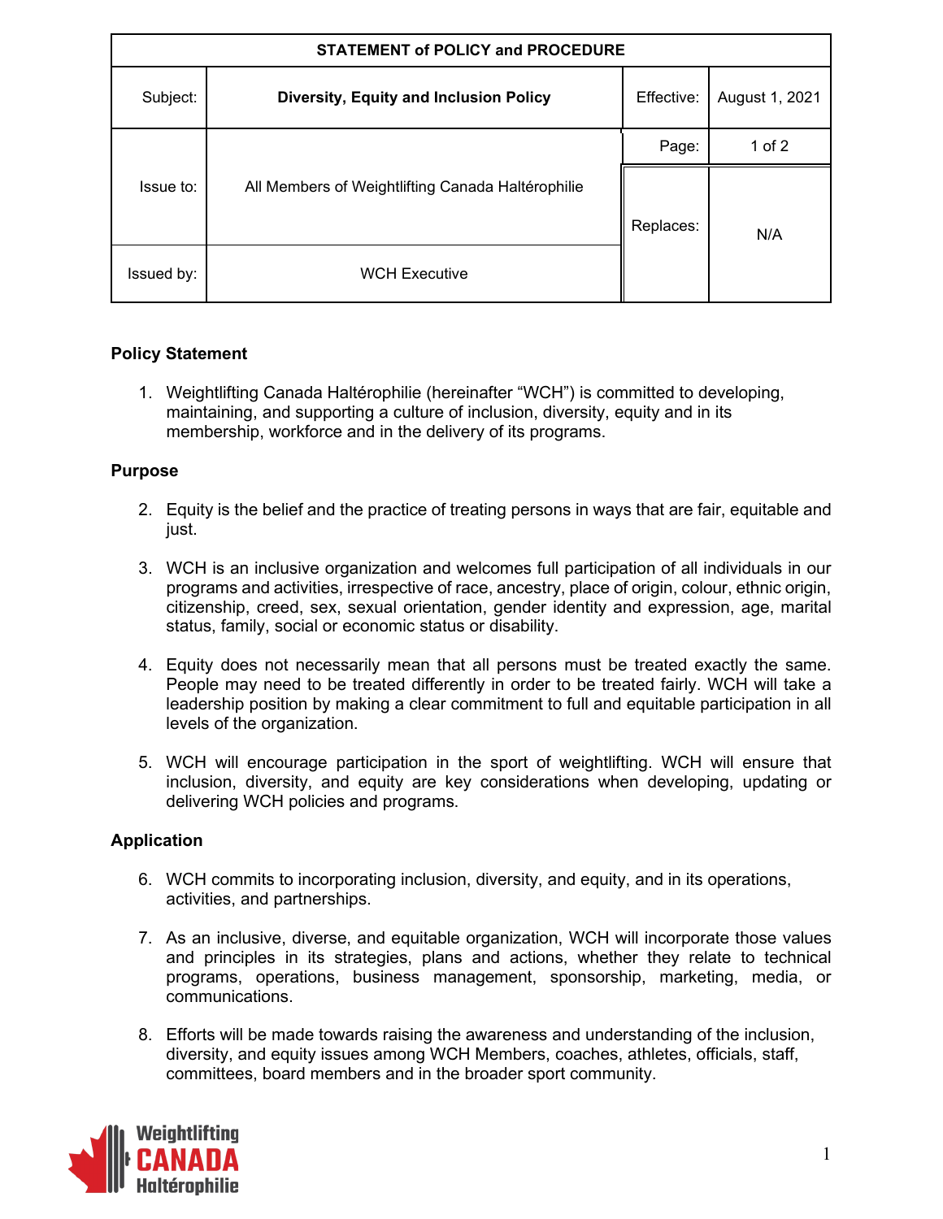| STATEMENT of POLICY and PROCEDURE | | | |
|---|---|---|---|
| Subject: | **Diversity, Equity and Inclusion Policy** | Effective: | August 1, 2021 |
| Issue to: | All Members of Weightlifting Canada Haltérophilie | Page: | 1 of 2 |
| | | Replaces: | N/A |
| Issued by: | WCH Executive | | |

**Policy Statement**

1. Weightlifting Canada Haltérophilie (hereinafter "WCH") is committed to developing, maintaining, and supporting a culture of inclusion, diversity, equity and in its membership, workforce and in the delivery of its programs.

**Purpose**

2. Equity is the belief and the practice of treating persons in ways that are fair, equitable and just.

3. WCH is an inclusive organization and welcomes full participation of all individuals in our programs and activities, irrespective of race, ancestry, place of origin, colour, ethnic origin, citizenship, creed, sex, sexual orientation, gender identity and expression, age, marital status, family, social or economic status or disability.

4. Equity does not necessarily mean that all persons must be treated exactly the same. People may need to be treated differently in order to be treated fairly. WCH will take a leadership position by making a clear commitment to full and equitable participation in all levels of the organization.

5. WCH will encourage participation in the sport of weightlifting. WCH will ensure that inclusion, diversity, and equity are key considerations when developing, updating or delivering WCH policies and programs.

**Application**

6. WCH commits to incorporating inclusion, diversity, and equity, and in its operations, activities, and partnerships.

7. As an inclusive, diverse, and equitable organization, WCH will incorporate those values and principles in its strategies, plans and actions, whether they relate to technical programs, operations, business management, sponsorship, marketing, media, or communications.

8. Efforts will be made towards raising the awareness and understanding of the inclusion, diversity, and equity issues among WCH Members, coaches, athletes, officials, staff, committees, board members and in the broader sport community.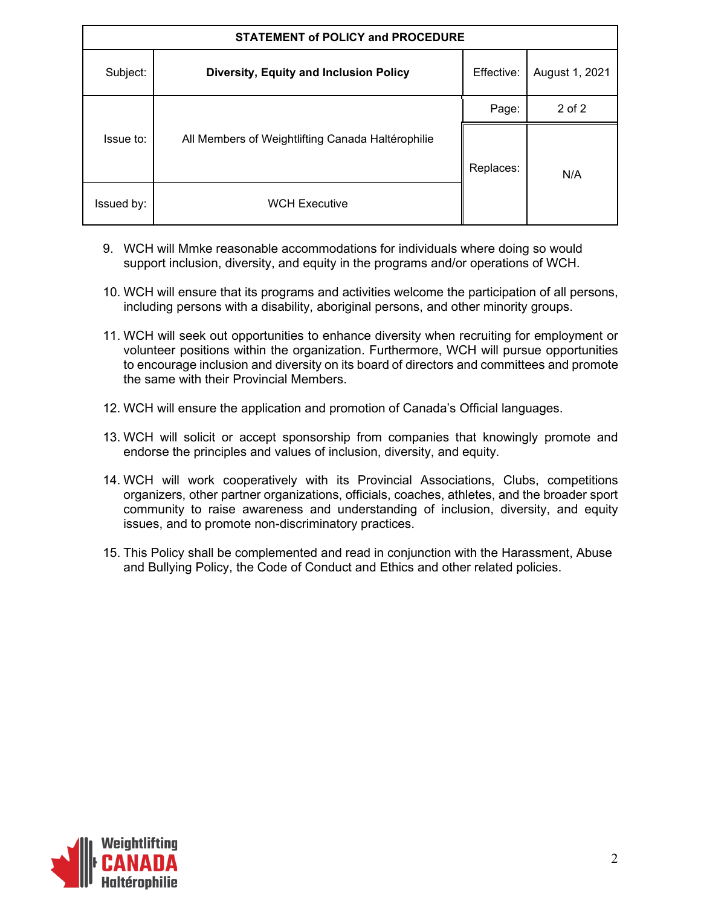| STATEMENT of POLICY and PROCEDURE | | | |
|---|---|---|---|
| Subject: | **Diversity, Equity and Inclusion Policy** | Effective: | August 1, 2021 |
| Issue to: | All Members of Weightlifting Canada Haltérophilie | Page: | 2 of 2 |
| | | Replaces: | N/A |
| Issued by: | WCH Executive | | |

9. WCH will Mmke reasonable accommodations for individuals where doing so would support inclusion, diversity, and equity in the programs and/or operations of WCH.

10. WCH will ensure that its programs and activities welcome the participation of all persons, including persons with a disability, aboriginal persons, and other minority groups.

11. WCH will seek out opportunities to enhance diversity when recruiting for employment or volunteer positions within the organization. Furthermore, WCH will pursue opportunities to encourage inclusion and diversity on its board of directors and committees and promote the same with their Provincial Members.

12. WCH will ensure the application and promotion of Canada's Official languages.

13. WCH will solicit or accept sponsorship from companies that knowingly promote and endorse the principles and values of inclusion, diversity, and equity.

14. WCH will work cooperatively with its Provincial Associations, Clubs, competitions organizers, other partner organizations, officials, coaches, athletes, and the broader sport community to raise awareness and understanding of inclusion, diversity, and equity issues, and to promote non-discriminatory practices.

15. This Policy shall be complemented and read in conjunction with the Harassment, Abuse and Bullying Policy, the Code of Conduct and Ethics and other related policies.